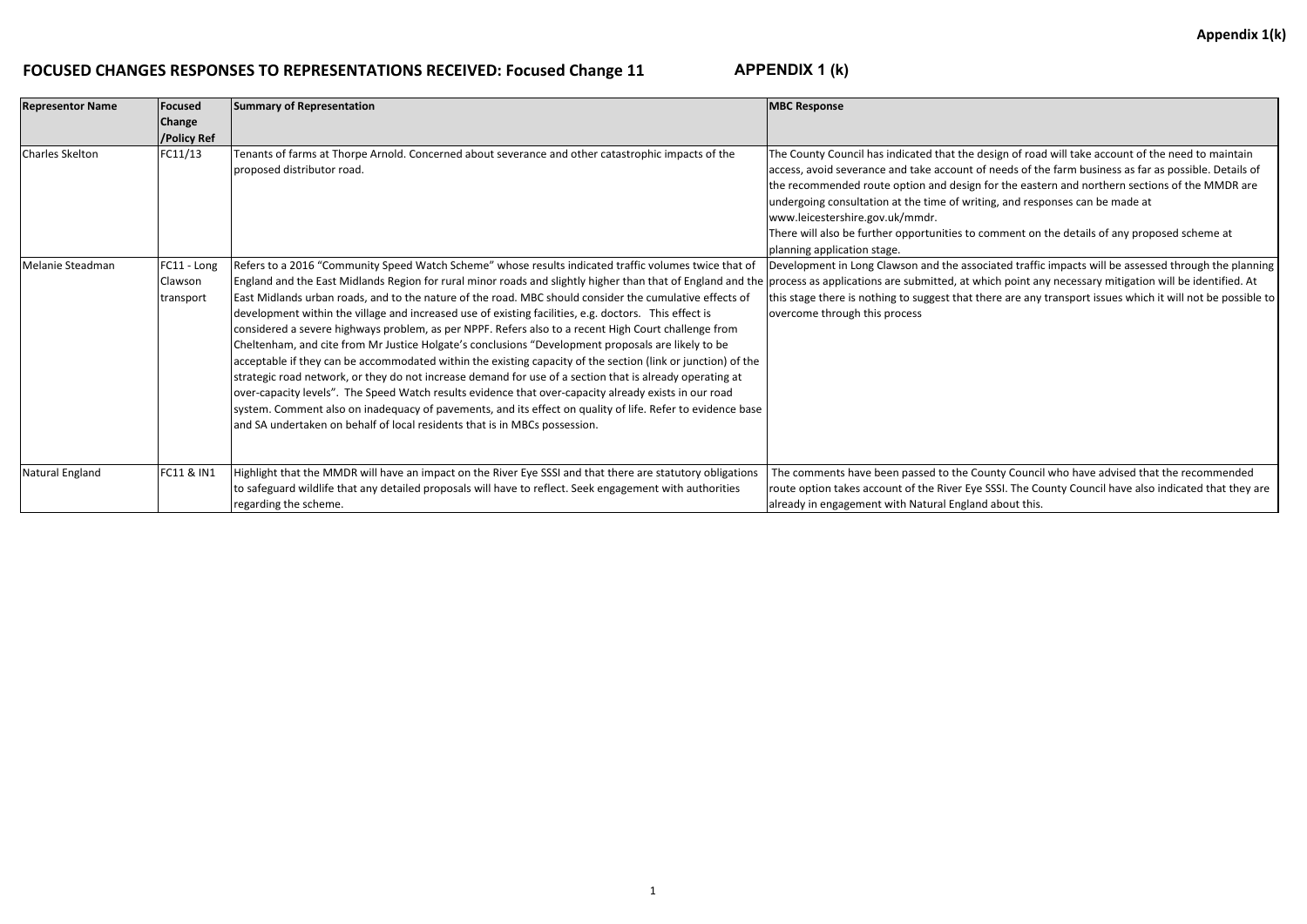# FOCUSED CHANGES RESPONSES TO REPRESENTATIONS RECEIVED: Focused Change 11 APPENDIX 1 (k)

| Representor Name | Focused Change /Policy Ref | Summary of Representation | MBC Response |
|---|---|---|---|
| Charles Skelton | FC11/13 | Tenants of farms at Thorpe Arnold. Concerned about severance and other catastrophic impacts of the proposed distributor road. | The County Council has indicated that the design of road will take account of the need to maintain access, avoid severance and take account of needs of the farm business as far as possible. Details of the recommended route option and design for the eastern and northern sections of the MMDR are undergoing consultation at the time of writing, and responses can be made at www.leicestershire.gov.uk/mmdr. There will also be further opportunities to comment on the details of any proposed scheme at planning application stage. |
| Melanie Steadman | FC11 - Long Clawson transport | Refers to a 2016 "Community Speed Watch Scheme" whose results indicated traffic volumes twice that of England and the East Midlands Region for rural minor roads and slightly higher than that of England and the East Midlands urban roads, and to the nature of the road. MBC should consider the cumulative effects of development within the village and increased use of existing facilities, e.g. doctors. This effect is considered a severe highways problem, as per NPPF. Refers also to a recent High Court challenge from Cheltenham, and cite from Mr Justice Holgate's conclusions "Development proposals are likely to be acceptable if they can be accommodated within the existing capacity of the section (link or junction) of the strategic road network, or they do not increase demand for use of a section that is already operating at over-capacity levels". The Speed Watch results evidence that over-capacity already exists in our road system. Comment also on inadequacy of pavements, and its effect on quality of life. Refer to evidence base and SA undertaken on behalf of local residents that is in MBCs possession. | Development in Long Clawson and the associated traffic impacts will be assessed through the planning process as applications are submitted, at which point any necessary mitigation will be identified. At this stage there is nothing to suggest that there are any transport issues which it will not be possible to overcome through this process |
| Natural England | FC11 & IN1 | Highlight that the MMDR will have an impact on the River Eye SSSI and that there are statutory obligations to safeguard wildlife that any detailed proposals will have to reflect. Seek engagement with authorities regarding the scheme. | The comments have been passed to the County Council who have advised that the recommended route option takes account of the River Eye SSSI. The County Council have also indicated that they are already in engagement with Natural England about this. |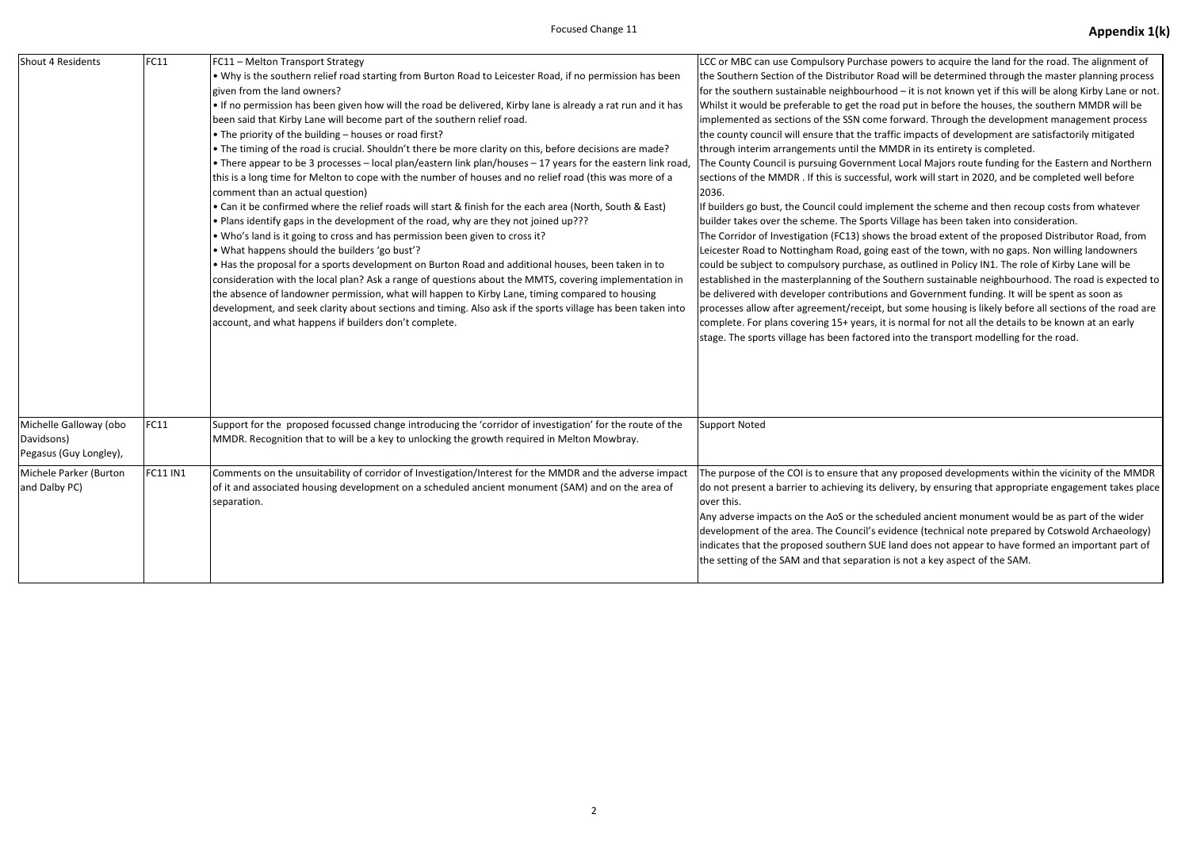| Shout 4 Residents | FC11 | FC11 – Melton Transport Strategy<br>• Why is the southern relief road starting from Burton Road to Leicester Road, if no permission has been given from the land owners?<br>• If no permission has been given how will the road be delivered, Kirby lane is already a rat run and it has been said that Kirby Lane will become part of the southern relief road.<br>• The priority of the building – houses or road first?<br>• The timing of the road is crucial. Shouldn't there be more clarity on this, before decisions are made?<br>• There appear to be 3 processes – local plan/eastern link plan/houses – 17 years for the eastern link road, this is a long time for Melton to cope with the number of houses and no relief road (this was more of a comment than an actual question)<br>• Can it be confirmed where the relief roads will start & finish for the each area (North, South & East)<br>• Plans identify gaps in the development of the road, why are they not joined up???<br>• Who's land is it going to cross and has permission been given to cross it?<br>• What happens should the builders 'go bust'?<br>• Has the proposal for a sports development on Burton Road and additional houses, been taken in to consideration with the local plan? Ask a range of questions about the MMTS, covering implementation in the absence of landowner permission, what will happen to Kirby Lane, timing compared to housing development, and seek clarity about sections and timing. Also ask if the sports village has been taken into account, and what happens if builders don't complete. | LCC or MBC can use Compulsory Purchase powers to acquire the land for the road. The alignment of the Southern Section of the Distributor Road will be determined through the master planning process for the southern sustainable neighbourhood – it is not known yet if this will be along Kirby Lane or not. Whilst it would be preferable to get the road put in before the houses, the southern MMDR will be implemented as sections of the SSN come forward. Through the development management process the county council will ensure that the traffic impacts of development are satisfactorily mitigated through interim arrangements until the MMDR in its entirety is completed.<br>The County Council is pursuing Government Local Majors route funding for the Eastern and Northern sections of the MMDR . If this is successful, work will start in 2020, and be completed well before 2036.<br>If builders go bust, the Council could implement the scheme and then recoup costs from whatever builder takes over the scheme. The Sports Village has been taken into consideration.<br>The Corridor of Investigation (FC13) shows the broad extent of the proposed Distributor Road, from Leicester Road to Nottingham Road, going east of the town, with no gaps. Non willing landowners could be subject to compulsory purchase, as outlined in Policy IN1. The role of Kirby Lane will be established in the masterplanning of the Southern sustainable neighbourhood. The road is expected to be delivered with developer contributions and Government funding. It will be spent as soon as processes allow after agreement/receipt, but some housing is likely before all sections of the road are complete. For plans covering 15+ years, it is normal for not all the details to be known at an early stage. The sports village has been factored into the transport modelling for the road. |
|---|---|---|---|
| Michelle Galloway (obo Davidsons) Pegasus (Guy Longley), | FC11 | Support for the proposed focussed change introducing the 'corridor of investigation' for the route of the MMDR. Recognition that to will be a key to unlocking the growth required in Melton Mowbray. | Support Noted |
| Michele Parker (Burton and Dalby PC) | FC11 IN1 | Comments on the unsuitability of corridor of Investigation/Interest for the MMDR and the adverse impact of it and associated housing development on a scheduled ancient monument (SAM) and on the area of separation. | The purpose of the COI is to ensure that any proposed developments within the vicinity of the MMDR do not present a barrier to achieving its delivery, by ensuring that appropriate engagement takes place over this.<br>Any adverse impacts on the AoS or the scheduled ancient monument would be as part of the wider development of the area. The Council's evidence (technical note prepared by Cotswold Archaeology) indicates that the proposed southern SUE land does not appear to have formed an important part of the setting of the SAM and that separation is not a key aspect of the SAM. |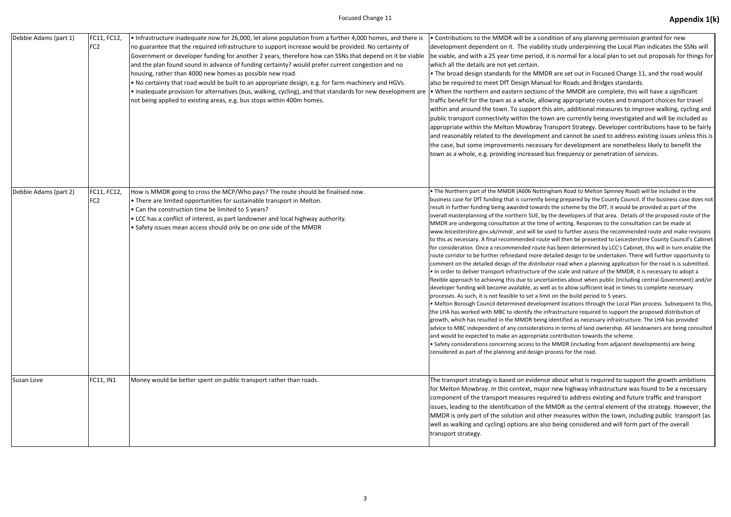| | | | |
|---|---|---|---|
| Debbie Adams (part 1) | FC11, FC12, FC2 | • Infrastructure inadequate now for 26,000, let alone population from a further 4,000 homes, and there is no guarantee that the required infrastructure to support increase would be provided. No certainty of Government or developer funding for another 2 years, therefore how can SSNs that depend on it be viable and the plan found sound in advance of funding certainty? would prefer current congestion and no housing, rather than 4000 new homes as possible new road.<br>• No certainty that road would be built to an appropriate design, e.g. for farm machinery and HGVs.<br>• inadequate provision for alternatives (bus, walking, cycling), and that standards for new development are not being applied to existing areas, e.g. bus stops within 400m homes. | • Contributions to the MMDR will be a condition of any planning permission granted for new development dependent on it. The viability study underpinning the Local Plan indicates the SSNs will be viable, and with a 25 year time period, it is normal for a local plan to set out proposals for things for which all the details are not yet certain.<br>• The broad design standards for the MMDR are set out in Focused Change 11, and the road would also be required to meet DfT Design Manual for Roads and Bridges standards.<br>• When the northern and eastern sections of the MMDR are complete, this will have a significant traffic benefit for the town as a whole, allowing appropriate routes and transport choices for travel within and around the town. To support this aim, additional measures to improve walking, cycling and public transport connectivity within the town are currently being investigated and will be included as appropriate within the Melton Mowbray Transport Strategy. Developer contributions have to be fairly and reasonably related to the development and cannot be used to address existing issues unless this is the case, but some improvements necessary for development are nonetheless likely to benefit the town as a whole, e.g. providing increased bus frequency or penetration of services. |
| Debbie Adams (part 2) | FC11, FC12, FC2 | How is MMDR going to cross the MCP/Who pays? The route should be finalised now.<br>• There are limited opportunities for sustainable transport in Melton.<br>• Can the construction time be limited to 5 years?<br>• LCC has a conflict of interest, as part landowner and local highway authority.<br>• Safety issues mean access should only be on one side of the MMDR | • The Northern part of the MMDR (A606 Nottingham Road to Melton Spinney Road) will be included in the business case for DfT funding that is currently being prepared by the County Council. If the business case does not result in further funding being awarded towards the scheme by the DfT, it would be provided as part of the overall masterplanning of the northern SUE, by the developers of that area. Details of the proposed route of the MMDR are undergoing consultation at the time of writing. Responses to the consultation can be made at www.leicestershire.gov.uk/mmdr, and will be used to further assess the recommended route and make revisions to this as necessary. A final recommended route will then be presented to Leicestershire County Council's Cabinet for consideration. Once a recommended route has been determined by LCC's Cabinet, this will in turn enable the route corridor to be further refinedand more detailed design to be undertaken. There will further opportunity to comment on the detailed design of the distributor road when a planning application for the road is is submitted.<br>• In order to deliver transport infrastructure of the scale and nature of the MMDR, it is necessary to adopt a flexible approach to achieving this due to uncertainties about when public (including central Government) and/or developer funding will become available, as well as to allow sufficient lead in times to complete necessary processes. As such, it is not feasible to set a limit on the build period to 5 years.<br>• Melton Borough Council determined development locations through the Local Plan process. Subsequent to this, the LHA has worked with MBC to identify the infrastructure required to support the proposed distribution of growth, which has resulted in the MMDR being identified as necessary infrastructure. The LHA has provided advice to MBC independent of any considerations in terms of land ownership. All landowners are being consulted and would be expected to make an appropriate contribution towards the scheme.<br>• Safety considerations concerning access to the MMDR (including from adjacent developments) are being considered as part of the planning and design process for the road. |
| Susan Love | FC11, IN1 | Money would be better spent on public transport rather than roads. | The transport strategy is based on evidence about what is required to support the growth ambitions for Melton Mowbray. In this context, major new highway infrastructure was found to be a necessary component of the transport measures required to address existing and future traffic and transport issues, leading to the identification of the MMDR as the central element of the strategy. However, the MMDR is only part of the solution and other measures within the town, including public transport (as well as walking and cycling) options are also being considered and will form part of the overall transport strategy. |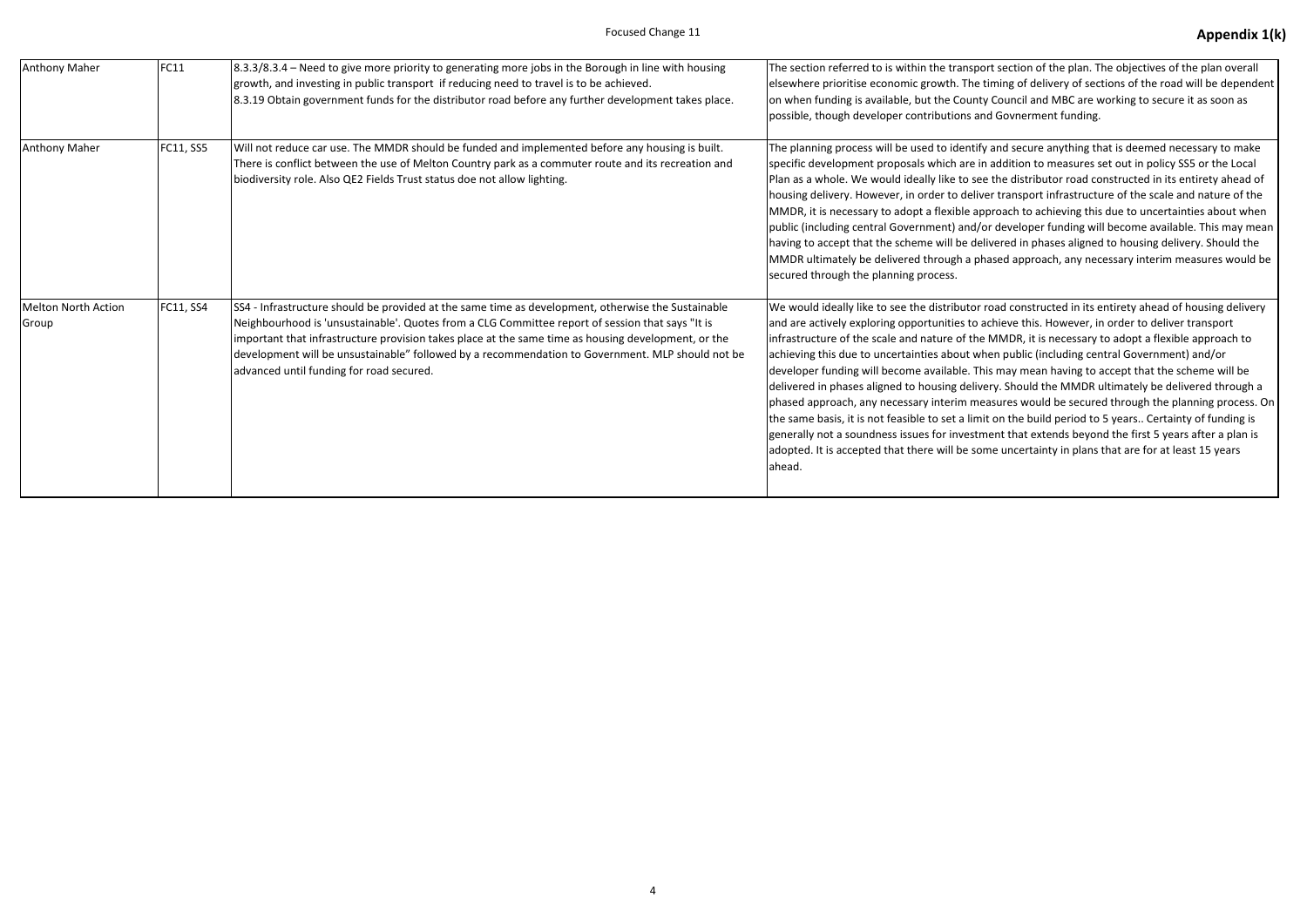| Anthony Maher | FC11 | 8.3.3/8.3.4 – Need to give more priority to generating more jobs in the Borough in line with housing growth, and investing in public transport if reducing need to travel is to be achieved.<br>8.3.19 Obtain government funds for the distributor road before any further development takes place. | The section referred to is within the transport section of the plan. The objectives of the plan overall elsewhere prioritise economic growth. The timing of delivery of sections of the road will be dependent on when funding is available, but the County Council and MBC are working to secure it as soon as possible, though developer contributions and Govnerment funding. |
|---|---|---|---|
| Anthony Maher | FC11, SS5 | Will not reduce car use. The MMDR should be funded and implemented before any housing is built. There is conflict between the use of Melton Country park as a commuter route and its recreation and biodiversity role. Also QE2 Fields Trust status doe not allow lighting. | The planning process will be used to identify and secure anything that is deemed necessary to make specific development proposals which are in addition to measures set out in policy SS5 or the Local Plan as a whole. We would ideally like to see the distributor road constructed in its entirety ahead of housing delivery. However, in order to deliver transport infrastructure of the scale and nature of the MMDR, it is necessary to adopt a flexible approach to achieving this due to uncertainties about when public (including central Government) and/or developer funding will become available. This may mean having to accept that the scheme will be delivered in phases aligned to housing delivery. Should the MMDR ultimately be delivered through a phased approach, any necessary interim measures would be secured through the planning process. |
| Melton North Action Group | FC11, SS4 | SS4 - Infrastructure should be provided at the same time as development, otherwise the Sustainable Neighbourhood is 'unsustainable'. Quotes from a CLG Committee report of session that says "It is important that infrastructure provision takes place at the same time as housing development, or the development will be unsustainable" followed by a recommendation to Government. MLP should not be advanced until funding for road secured. | We would ideally like to see the distributor road constructed in its entirety ahead of housing delivery and are actively exploring opportunities to achieve this. However, in order to deliver transport infrastructure of the scale and nature of the MMDR, it is necessary to adopt a flexible approach to achieving this due to uncertainties about when public (including central Government) and/or developer funding will become available. This may mean having to accept that the scheme will be delivered in phases aligned to housing delivery. Should the MMDR ultimately be delivered through a phased approach, any necessary interim measures would be secured through the planning process. On the same basis, it is not feasible to set a limit on the build period to 5 years.. Certainty of funding is generally not a soundness issues for investment that extends beyond the first 5 years after a plan is adopted. It is accepted that there will be some uncertainty in plans that are for at least 15 years ahead. |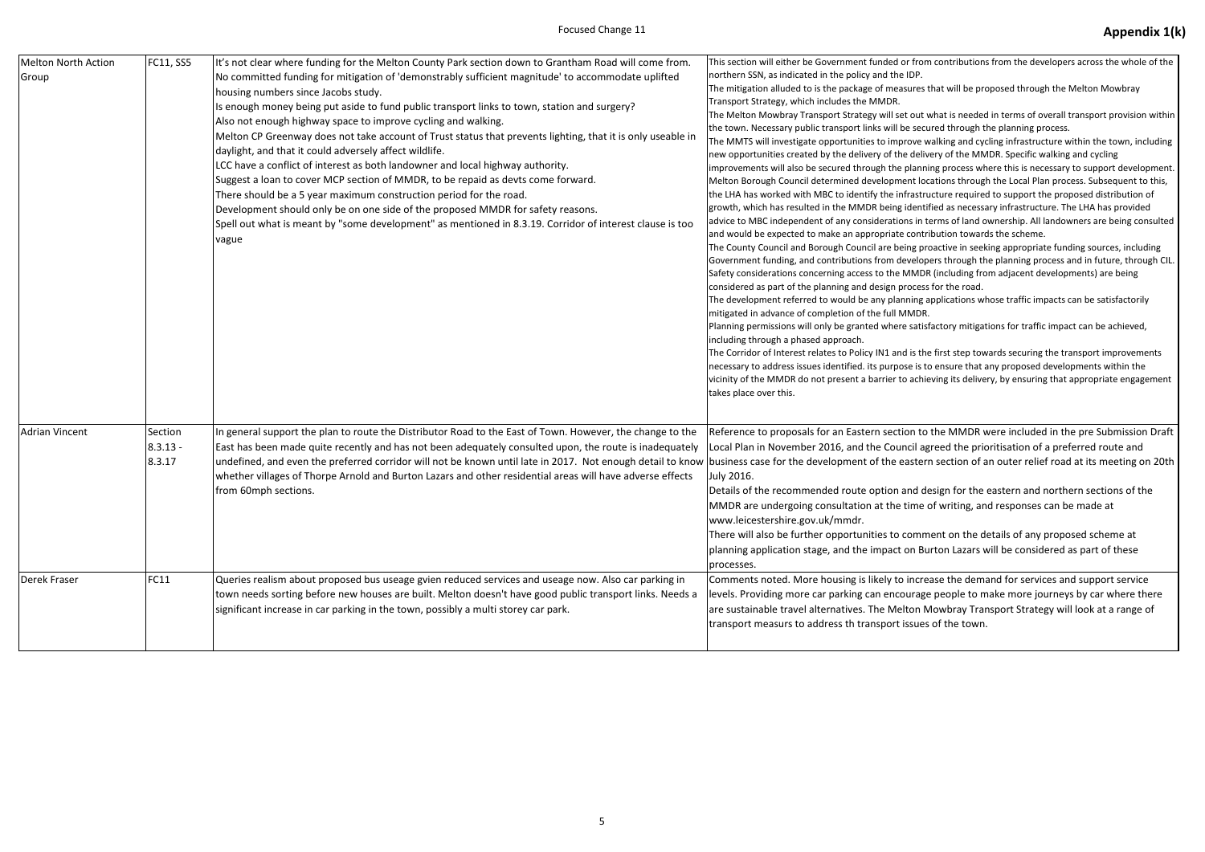| Melton North Action Group | FC11, SS5 | It's not clear where funding for the Melton County Park section down to Grantham Road will come from.<br>No committed funding for mitigation of 'demonstrably sufficient magnitude' to accommodate uplifted housing numbers since Jacobs study.<br>Is enough money being put aside to fund public transport links to town, station and surgery?<br>Also not enough highway space to improve cycling and walking.<br>Melton CP Greenway does not take account of Trust status that prevents lighting, that it is only useable in daylight, and that it could adversely affect wildlife.<br>LCC have a conflict of interest as both landowner and local highway authority.<br>Suggest a loan to cover MCP section of MMDR, to be repaid as devts come forward.<br>There should be a 5 year maximum construction period for the road.<br>Development should only be on one side of the proposed MMDR for safety reasons.<br>Spell out what is meant by "some development" as mentioned in 8.3.19. Corridor of interest clause is too vague | This section will either be Government funded or from contributions from the developers across the whole of the northern SSN, as indicated in the policy and the IDP.<br>The mitigation alluded to is the package of measures that will be proposed through the Melton Mowbray Transport Strategy, which includes the MMDR.<br>The Melton Mowbray Transport Strategy will set out what is needed in terms of overall transport provision within the town. Necessary public transport links will be secured through the planning process.<br>The MMTS will investigate opportunities to improve walking and cycling infrastructure within the town, including new opportunities created by the delivery of the delivery of the MMDR. Specific walking and cycling improvements will also be secured through the planning process where this is necessary to support development.<br>Melton Borough Council determined development locations through the Local Plan process. Subsequent to this, the LHA has worked with MBC to identify the infrastructure required to support the proposed distribution of growth, which has resulted in the MMDR being identified as necessary infrastructure. The LHA has provided advice to MBC independent of any considerations in terms of land ownership. All landowners are being consulted and would be expected to make an appropriate contribution towards the scheme.<br>The County Council and Borough Council are being proactive in seeking appropriate funding sources, including Government funding, and contributions from developers through the planning process and in future, through CIL.<br>Safety considerations concerning access to the MMDR (including from adjacent developments) are being considered as part of the planning and design process for the road.<br>The development referred to would be any planning applications whose traffic impacts can be satisfactorily mitigated in advance of completion of the full MMDR.<br>Planning permissions will only be granted where satisfactory mitigations for traffic impact can be achieved, including through a phased approach.<br>The Corridor of Interest relates to Policy IN1 and is the first step towards securing the transport improvements necessary to address issues identified. its purpose is to ensure that any proposed developments within the vicinity of the MMDR do not present a barrier to achieving its delivery, by ensuring that appropriate engagement takes place over this. |
|---|---|---|---|
| Adrian Vincent | Section 8.3.13 - 8.3.17 | In general support the plan to route the Distributor Road to the East of Town. However, the change to the East has been made quite recently and has not been adequately consulted upon, the route is inadequately undefined, and even the preferred corridor will not be known until late in 2017. Not enough detail to know whether villages of Thorpe Arnold and Burton Lazars and other residential areas will have adverse effects from 60mph sections. | Reference to proposals for an Eastern section to the MMDR were included in the pre Submission Draft Local Plan in November 2016, and the Council agreed the prioritisation of a preferred route and business case for the development of the eastern section of an outer relief road at its meeting on 20th July 2016.<br>Details of the recommended route option and design for the eastern and northern sections of the MMDR are undergoing consultation at the time of writing, and responses can be made at www.leicestershire.gov.uk/mmdr.<br>There will also be further opportunities to comment on the details of any proposed scheme at planning application stage, and the impact on Burton Lazars will be considered as part of these processes. |
| Derek Fraser | FC11 | Queries realism about proposed bus useage gvien reduced services and useage now. Also car parking in town needs sorting before new houses are built. Melton doesn't have good public transport links. Needs a significant increase in car parking in the town, possibly a multi storey car park. | Comments noted. More housing is likely to increase the demand for services and support service levels. Providing more car parking can encourage people to make more journeys by car where there are sustainable travel alternatives. The Melton Mowbray Transport Strategy will look at a range of transport measurs to address th transport issues of the town. |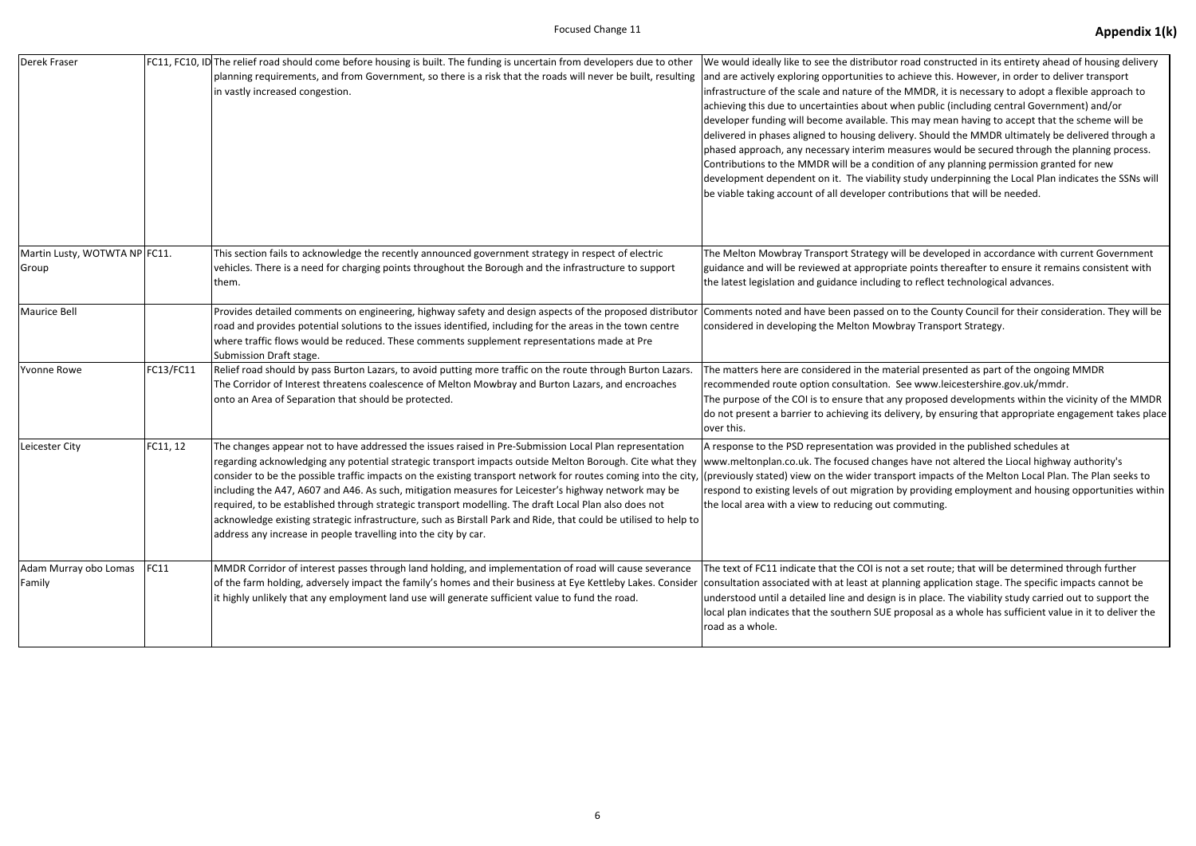| Derek Fraser | FC11, FC10, ID | The relief road should come before housing is built. The funding is uncertain from developers due to other planning requirements, and from Government, so there is a risk that the roads will never be built, resulting in vastly increased congestion. | We would ideally like to see the distributor road constructed in its entirety ahead of housing delivery and are actively exploring opportunities to achieve this. However, in order to deliver transport infrastructure of the scale and nature of the MMDR, it is necessary to adopt a flexible approach to achieving this due to uncertainties about when public (including central Government) and/or developer funding will become available. This may mean having to accept that the scheme will be delivered in phases aligned to housing delivery. Should the MMDR ultimately be delivered through a phased approach, any necessary interim measures would be secured through the planning process. Contributions to the MMDR will be a condition of any planning permission granted for new development dependent on it. The viability study underpinning the Local Plan indicates the SSNs will be viable taking account of all developer contributions that will be needed. |
|---|---|---|---|
| Martin Lusty, WOTWTA NP Group | FC11. | This section fails to acknowledge the recently announced government strategy in respect of electric vehicles. There is a need for charging points throughout the Borough and the infrastructure to support them. | The Melton Mowbray Transport Strategy will be developed in accordance with current Government guidance and will be reviewed at appropriate points thereafter to ensure it remains consistent with the latest legislation and guidance including to reflect technological advances. |
| Maurice Bell | | Provides detailed comments on engineering, highway safety and design aspects of the proposed distributor road and provides potential solutions to the issues identified, including for the areas in the town centre where traffic flows would be reduced. These comments supplement representations made at Pre Submission Draft stage. | Comments noted and have been passed on to the County Council for their consideration. They will be considered in developing the Melton Mowbray Transport Strategy. |
| Yvonne Rowe | FC13/FC11 | Relief road should by pass Burton Lazars, to avoid putting more traffic on the route through Burton Lazars. The Corridor of Interest threatens coalescence of Melton Mowbray and Burton Lazars, and encroaches onto an Area of Separation that should be protected. | The matters here are considered in the material presented as part of the ongoing MMDR recommended route option consultation. See www.leicestershire.gov.uk/mmdr. The purpose of the COI is to ensure that any proposed developments within the vicinity of the MMDR do not present a barrier to achieving its delivery, by ensuring that appropriate engagement takes place over this. |
| Leicester City | FC11, 12 | The changes appear not to have addressed the issues raised in Pre-Submission Local Plan representation regarding acknowledging any potential strategic transport impacts outside Melton Borough. Cite what they consider to be the possible traffic impacts on the existing transport network for routes coming into the city, including the A47, A607 and A46. As such, mitigation measures for Leicester's highway network may be required, to be established through strategic transport modelling. The draft Local Plan also does not acknowledge existing strategic infrastructure, such as Birstall Park and Ride, that could be utilised to help to address any increase in people travelling into the city by car. | A response to the PSD representation was provided in the published schedules at www.meltonplan.co.uk. The focused changes have not altered the Liocal highway authority's (previously stated) view on the wider transport impacts of the Melton Local Plan. The Plan seeks to respond to existing levels of out migration by providing employment and housing opportunities within the local area with a view to reducing out commuting. |
| Adam Murray obo Lomas Family | FC11 | MMDR Corridor of interest passes through land holding, and implementation of road will cause severance of the farm holding, adversely impact the family's homes and their business at Eye Kettleby Lakes. Consider it highly unlikely that any employment land use will generate sufficient value to fund the road. | The text of FC11 indicate that the COI is not a set route; that will be determined through further consultation associated with at least at planning application stage. The specific impacts cannot be understood until a detailed line and design is in place. The viability study carried out to support the local plan indicates that the southern SUE proposal as a whole has sufficient value in it to deliver the road as a whole. |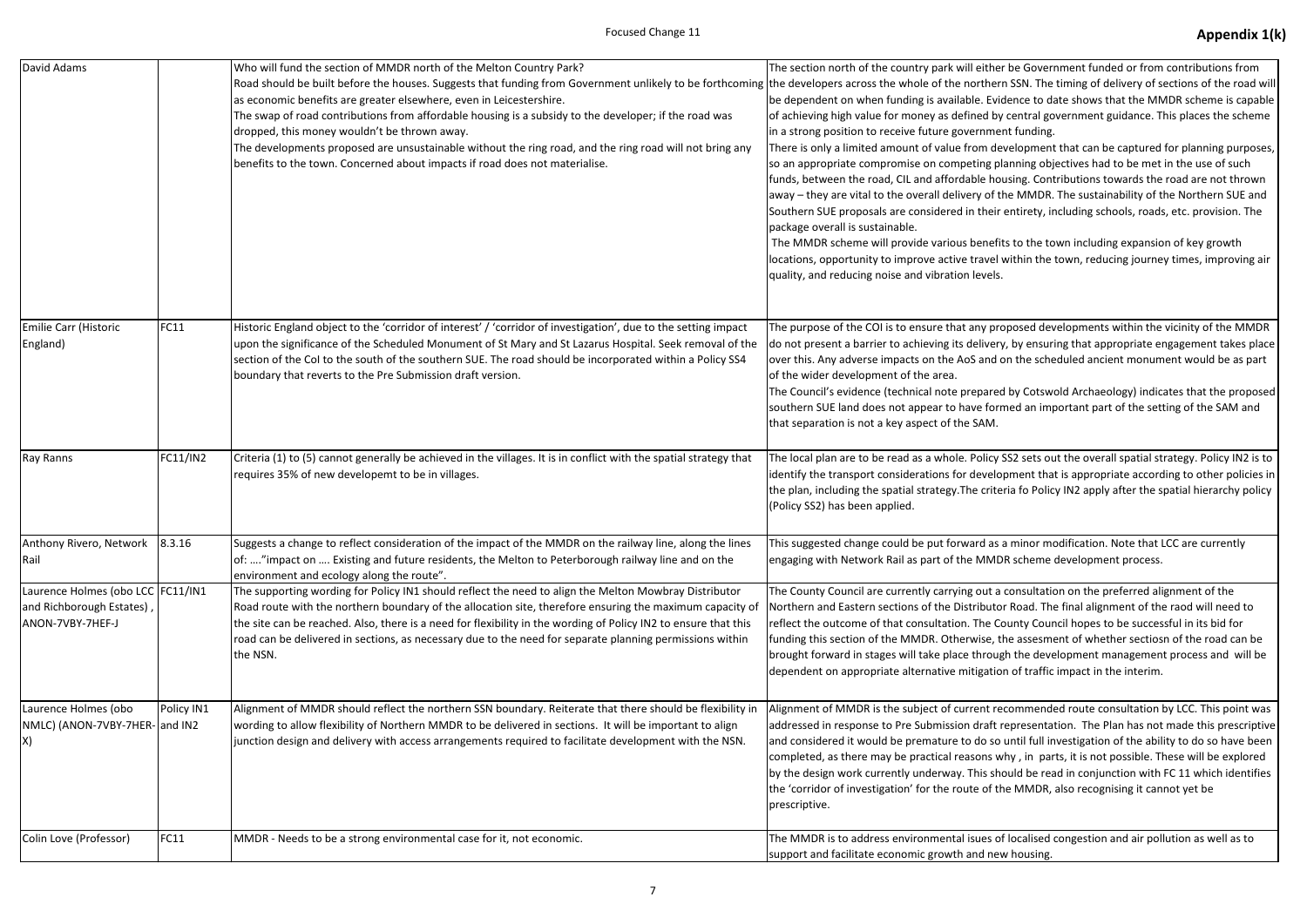Focused Change 11

**Appendix 1(k)**

| | | | |
|---|---|---|---|
| David Adams | | Who will fund the section of MMDR north of the Melton Country Park?<br>Road should be built before the houses. Suggests that funding from Government unlikely to be forthcoming as economic benefits are greater elsewhere, even in Leicestershire.<br>The swap of road contributions from affordable housing is a subsidy to the developer; if the road was dropped, this money wouldn't be thrown away.<br>The developments proposed are unsustainable without the ring road, and the ring road will not bring any benefits to the town. Concerned about impacts if road does not materialise. | The section north of the country park will either be Government funded or from contributions from the developers across the whole of the northern SSN. The timing of delivery of sections of the road will be dependent on when funding is available. Evidence to date shows that the MMDR scheme is capable of achieving high value for money as defined by central government guidance. This places the scheme in a strong position to receive future government funding.<br>There is only a limited amount of value from development that can be captured for planning purposes, so an appropriate compromise on competing planning objectives had to be met in the use of such funds, between the road, CIL and affordable housing. Contributions towards the road are not thrown away – they are vital to the overall delivery of the MMDR. The sustainability of the Northern SUE and Southern SUE proposals are considered in their entirety, including schools, roads, etc. provision. The package overall is sustainable.<br>The MMDR scheme will provide various benefits to the town including expansion of key growth locations, opportunity to improve active travel within the town, reducing journey times, improving air quality, and reducing noise and vibration levels. |
| Emilie Carr (Historic England) | FC11 | Historic England object to the 'corridor of interest' / 'corridor of investigation', due to the setting impact upon the significance of the Scheduled Monument of St Mary and St Lazarus Hospital. Seek removal of the section of the CoI to the south of the southern SUE. The road should be incorporated within a Policy SS4 boundary that reverts to the Pre Submission draft version. | The purpose of the COI is to ensure that any proposed developments within the vicinity of the MMDR do not present a barrier to achieving its delivery, by ensuring that appropriate engagement takes place over this. Any adverse impacts on the AoS and on the scheduled ancient monument would be as part of the wider development of the area.<br>The Council's evidence (technical note prepared by Cotswold Archaeology) indicates that the proposed southern SUE land does not appear to have formed an important part of the setting of the SAM and that separation is not a key aspect of the SAM. |
| Ray Ranns | FC11/IN2 | Criteria (1) to (5) cannot generally be achieved in the villages. It is in conflict with the spatial strategy that requires 35% of new developemt to be in villages. | The local plan are to be read as a whole. Policy SS2 sets out the overall spatial strategy. Policy IN2 is to identify the transport considerations for development that is appropriate according to other policies in the plan, including the spatial strategy.The criteria fo Policy IN2 apply after the spatial hierarchy policy (Policy SS2) has been applied. |
| Anthony Rivero, Network Rail | 8.3.16 | Suggests a change to reflect consideration of the impact of the MMDR on the railway line, along the lines of: ...."impact on .... Existing and future residents, the Melton to Peterborough railway line and on the environment and ecology along the route". | This suggested change could be put forward as a minor modification. Note that LCC are currently engaging with Network Rail as part of the MMDR scheme development process. |
| Laurence Holmes (obo LCC and Richborough Estates) , ANON-7VBY-7HEF-J | FC11/IN1 | The supporting wording for Policy IN1 should reflect the need to align the Melton Mowbray Distributor Road route with the northern boundary of the allocation site, therefore ensuring the maximum capacity of the site can be reached. Also, there is a need for flexibility in the wording of Policy IN2 to ensure that this road can be delivered in sections, as necessary due to the need for separate planning permissions within the NSN. | The County Council are currently carrying out a consultation on the preferred alignment of the Northern and Eastern sections of the Distributor Road. The final alignment of the raod will need to reflect the outcome of that consultation. The County Council hopes to be successful in its bid for funding this section of the MMDR. Otherwise, the assesment of whether sectiosn of the road can be brought forward in stages will take place through the development management process and will be dependent on appropriate alternative mitigation of traffic impact in the interim. |
| Laurence Holmes (obo NMLC) (ANON-7VBY-7HER-X) | Policy IN1 and IN2 | Alignment of MMDR should reflect the northern SSN boundary. Reiterate that there should be flexibility in wording to allow flexibility of Northern MMDR to be delivered in sections. It will be important to align junction design and delivery with access arrangements required to facilitate development with the NSN. | Alignment of MMDR is the subject of current recommended route consultation by LCC. This point was addressed in response to Pre Submission draft representation. The Plan has not made this prescriptive and considered it would be premature to do so until full investigation of the ability to do so have been completed, as there may be practical reasons why , in parts, it is not possible. These will be explored by the design work currently underway. This should be read in conjunction with FC 11 which identifies the 'corridor of investigation' for the route of the MMDR, also recognising it cannot yet be prescriptive. |
| Colin Love (Professor) | FC11 | MMDR - Needs to be a strong environmental case for it, not economic. | The MMDR is to address environmental isues of localised congestion and air pollution as well as to support and facilitate economic growth and new housing. |